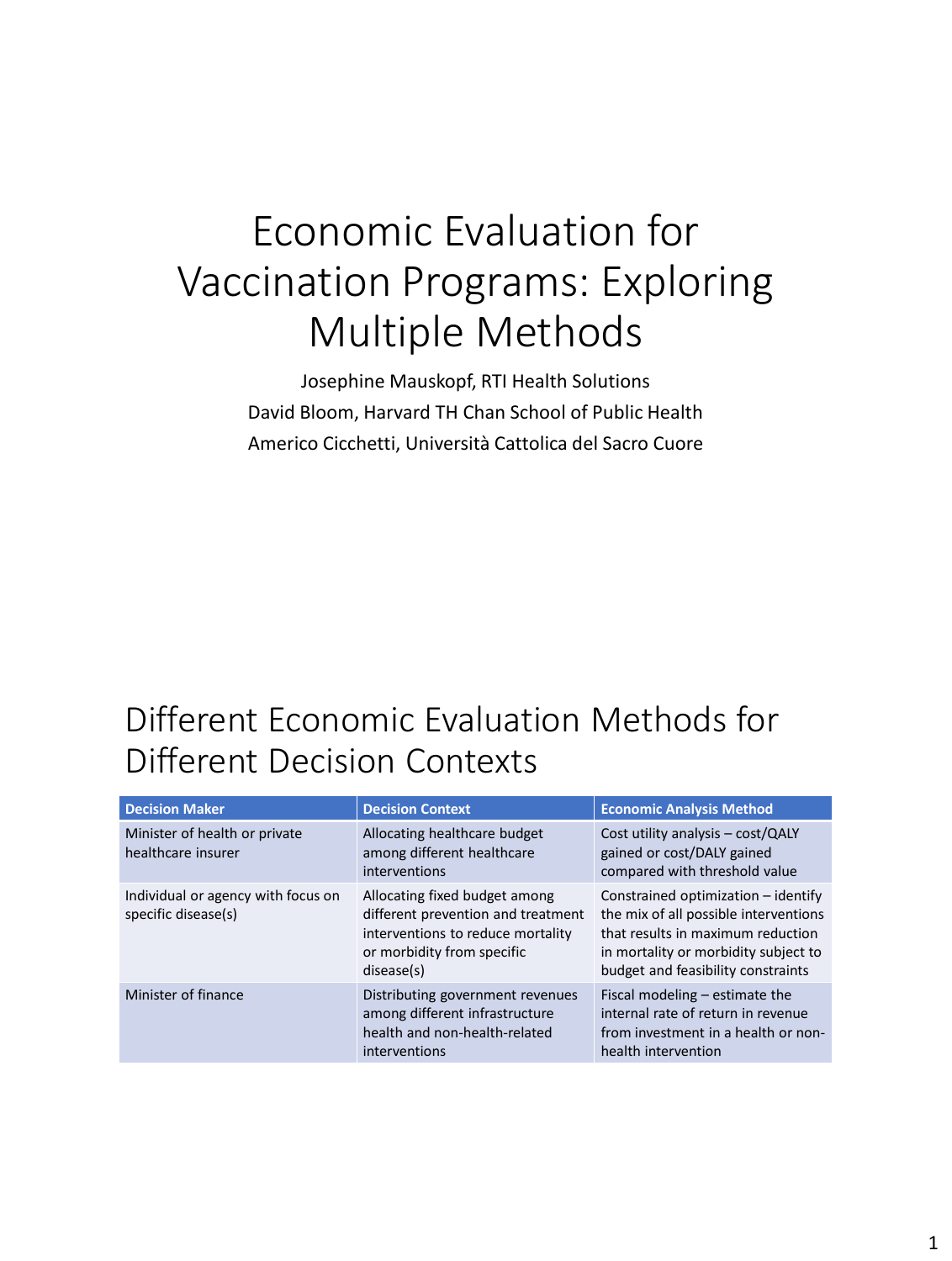# Economic Evaluation for Vaccination Programs: Exploring Multiple Methods

Josephine Mauskopf, RTI Health Solutions
David Bloom, Harvard TH Chan School of Public Health
Americo Cicchetti, Università Cattolica del Sacro Cuore

## Different Economic Evaluation Methods for Different Decision Contexts

| Decision Maker | Decision Context | Economic Analysis Method |
| --- | --- | --- |
| Minister of health or private healthcare insurer | Allocating healthcare budget among different healthcare interventions | Cost utility analysis – cost/QALY gained or cost/DALY gained compared with threshold value |
| Individual or agency with focus on specific disease(s) | Allocating fixed budget among different prevention and treatment interventions to reduce mortality or morbidity from specific disease(s) | Constrained optimization – identify the mix of all possible interventions that results in maximum reduction in mortality or morbidity subject to budget and feasibility constraints |
| Minister of finance | Distributing government revenues among different infrastructure health and non-health-related interventions | Fiscal modeling – estimate the internal rate of return in revenue from investment in a health or non-health intervention |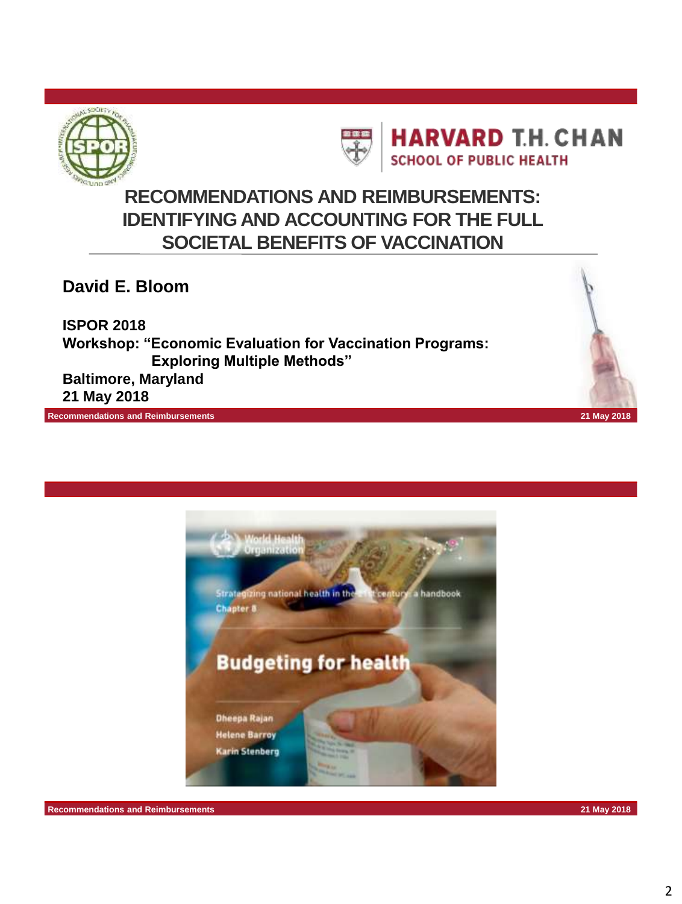# RECOMMENDATIONS AND REIMBURSEMENTS: IDENTIFYING AND ACCOUNTING FOR THE FULL SOCIETAL BENEFITS OF VACCINATION

**David E. Bloom**

**ISPOR 2018**
**Workshop: "Economic Evaluation for Vaccination Programs: Exploring Multiple Methods"**
**Baltimore, Maryland**
**21 May 2018**

---

World Health Organization

Strategizing national health in the 21st century: a handbook
Chapter 8

**Budgeting for health**

Dheepa Rajan
Helene Barroy
Karin Stenberg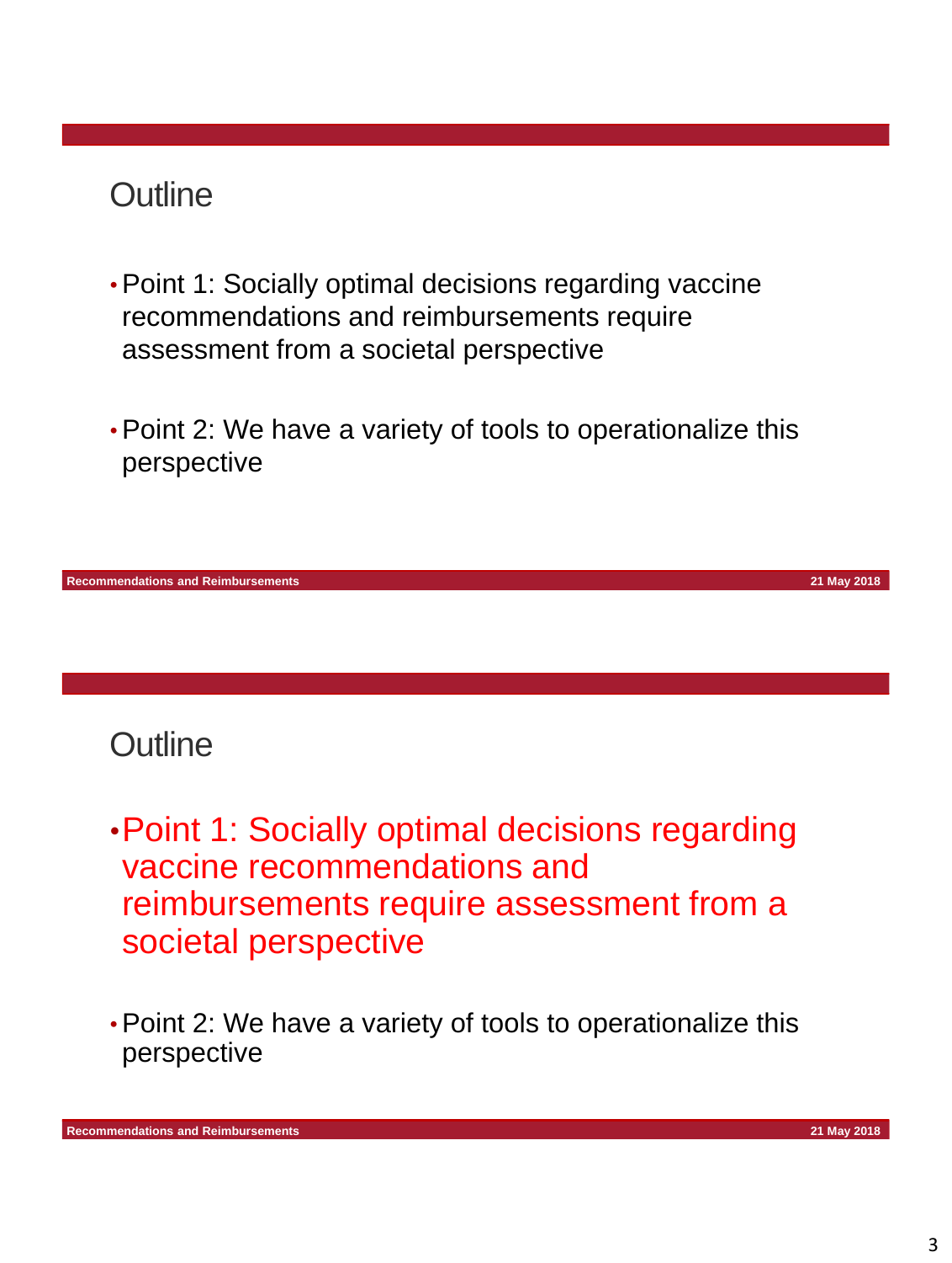## Outline

- Point 1: Socially optimal decisions regarding vaccine recommendations and reimbursements require assessment from a societal perspective

- Point 2: We have a variety of tools to operationalize this perspective

## Outline

- **Point 1: Socially optimal decisions regarding vaccine recommendations and reimbursements require assessment from a societal perspective**

- Point 2: We have a variety of tools to operationalize this perspective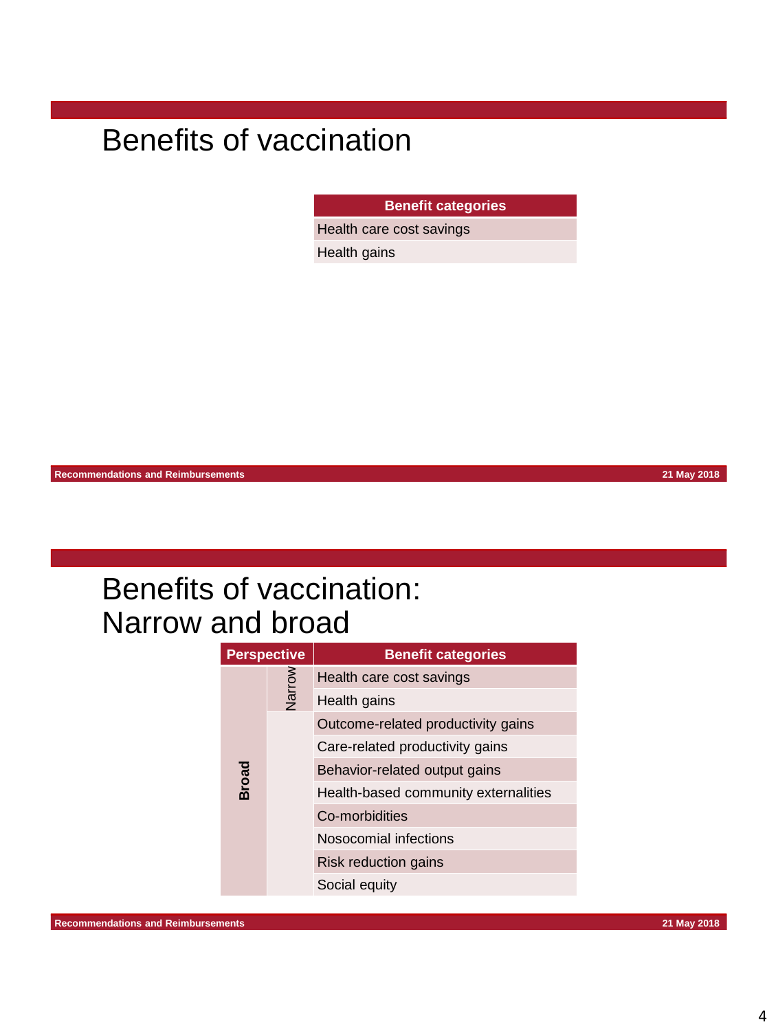# Benefits of vaccination

| Benefit categories |
| --- |
| Health care cost savings |
| Health gains |

# Benefits of vaccination: Narrow and broad

| Perspective | | Benefit categories |
| --- | --- | --- |
| Broad | Narrow | Health care cost savings |
| | | Health gains |
| | | Outcome-related productivity gains |
| | | Care-related productivity gains |
| | | Behavior-related output gains |
| | | Health-based community externalities |
| | | Co-morbidities |
| | | Nosocomial infections |
| | | Risk reduction gains |
| | | Social equity |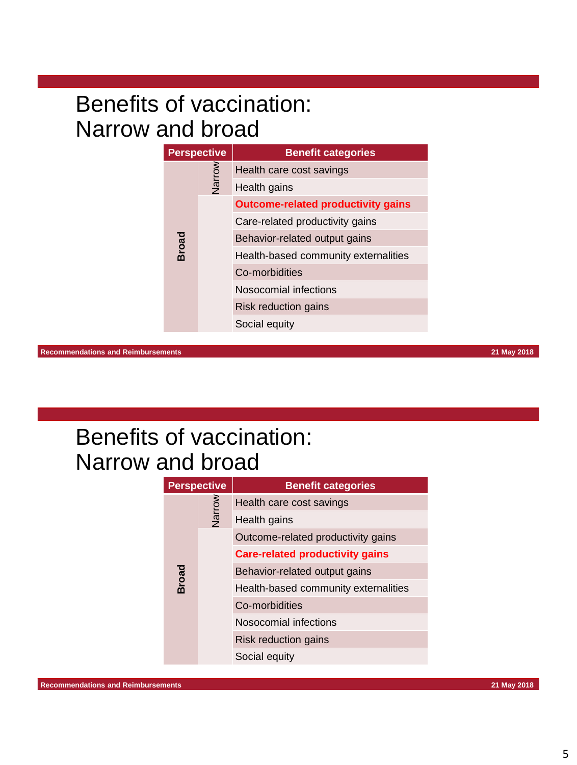# Benefits of vaccination: Narrow and broad

| Perspective | | Benefit categories |
|---|---|---|
| Broad | Narrow | Health care cost savings |
| | | Health gains |
| | | **Outcome-related productivity gains** |
| | | Care-related productivity gains |
| | | Behavior-related output gains |
| | | Health-based community externalities |
| | | Co-morbidities |
| | | Nosocomial infections |
| | | Risk reduction gains |
| | | Social equity |

# Benefits of vaccination: Narrow and broad

| Perspective | | Benefit categories |
|---|---|---|
| Broad | Narrow | Health care cost savings |
| | | Health gains |
| | | Outcome-related productivity gains |
| | | **Care-related productivity gains** |
| | | Behavior-related output gains |
| | | Health-based community externalities |
| | | Co-morbidities |
| | | Nosocomial infections |
| | | Risk reduction gains |
| | | Social equity |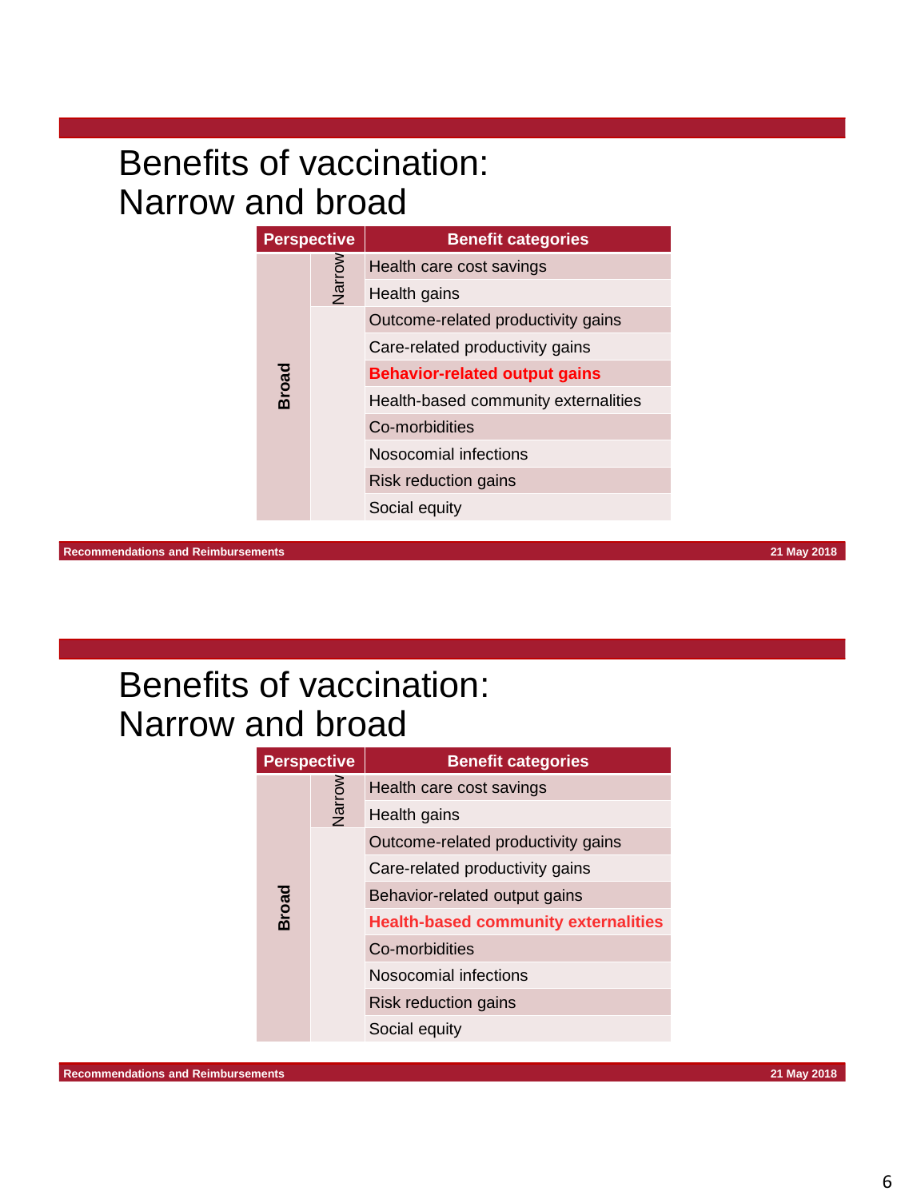# Benefits of vaccination: Narrow and broad

| Perspective | | Benefit categories |
|---|---|---|
| Broad | Narrow | Health care cost savings |
| | | Health gains |
| | | Outcome-related productivity gains |
| | | Care-related productivity gains |
| | | **Behavior-related output gains** |
| | | Health-based community externalities |
| | | Co-morbidities |
| | | Nosocomial infections |
| | | Risk reduction gains |
| | | Social equity |

Recommendations and Reimbursements — 21 May 2018

# Benefits of vaccination: Narrow and broad

| Perspective | | Benefit categories |
|---|---|---|
| Broad | Narrow | Health care cost savings |
| | | Health gains |
| | | Outcome-related productivity gains |
| | | Care-related productivity gains |
| | | Behavior-related output gains |
| | | **Health-based community externalities** |
| | | Co-morbidities |
| | | Nosocomial infections |
| | | Risk reduction gains |
| | | Social equity |

Recommendations and Reimbursements — 21 May 2018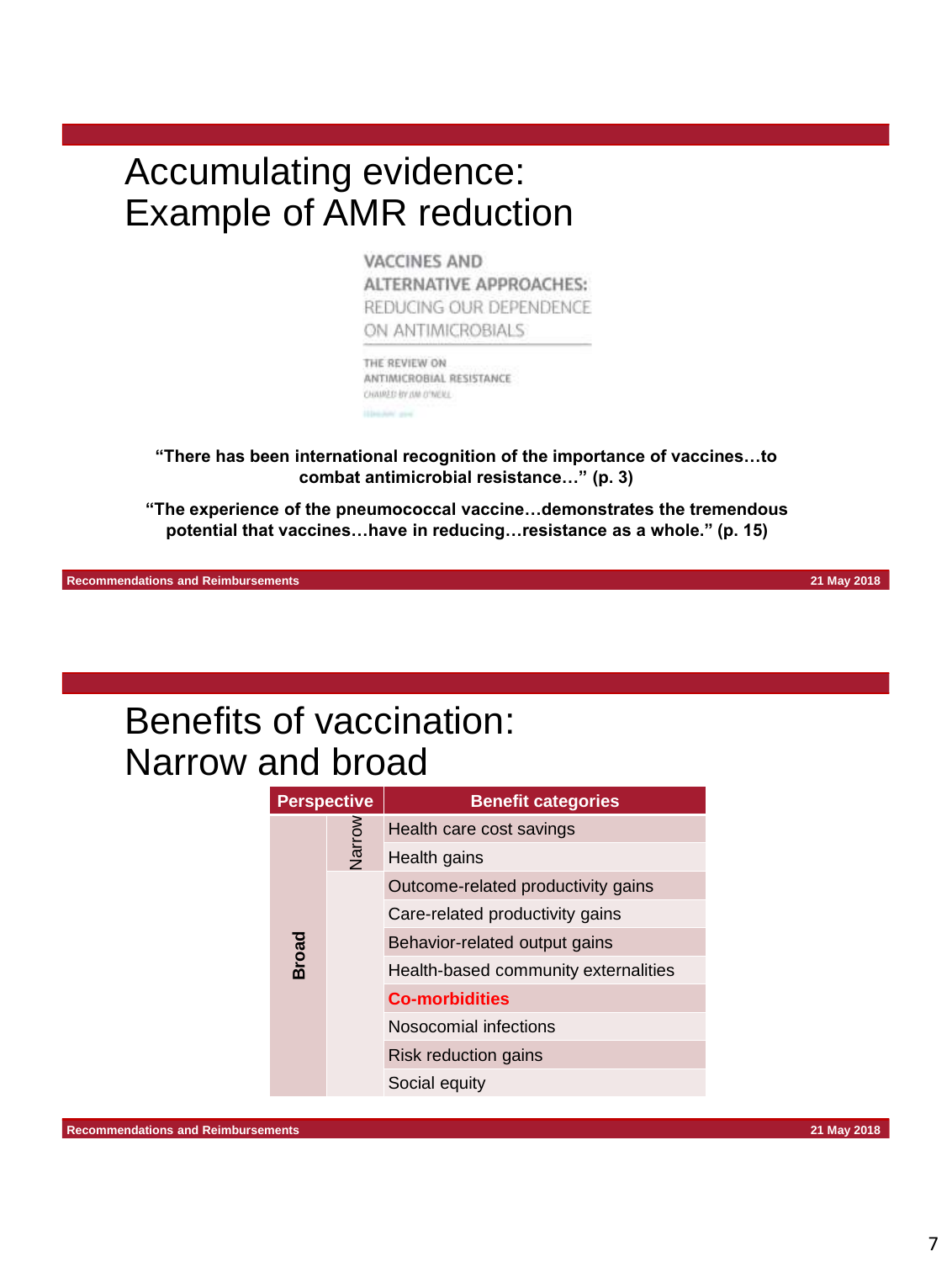# Accumulating evidence: Example of AMR reduction

VACCINES AND ALTERNATIVE APPROACHES: REDUCING OUR DEPENDENCE ON ANTIMICROBIALS

THE REVIEW ON ANTIMICROBIAL RESISTANCE

CHAIRED BY JIM O'NEILL

**“There has been international recognition of the importance of vaccines…to combat antimicrobial resistance…” (p. 3)**

**“The experience of the pneumococcal vaccine…demonstrates the tremendous potential that vaccines…have in reducing…resistance as a whole.” (p. 15)**

# Benefits of vaccination: Narrow and broad

| Perspective | | Benefit categories |
|---|---|---|
| **Broad** | Narrow | Health care cost savings |
| | | Health gains |
| | | Outcome-related productivity gains |
| | | Care-related productivity gains |
| | | Behavior-related output gains |
| | | Health-based community externalities |
| | | **Co-morbidities** |
| | | Nosocomial infections |
| | | Risk reduction gains |
| | | Social equity |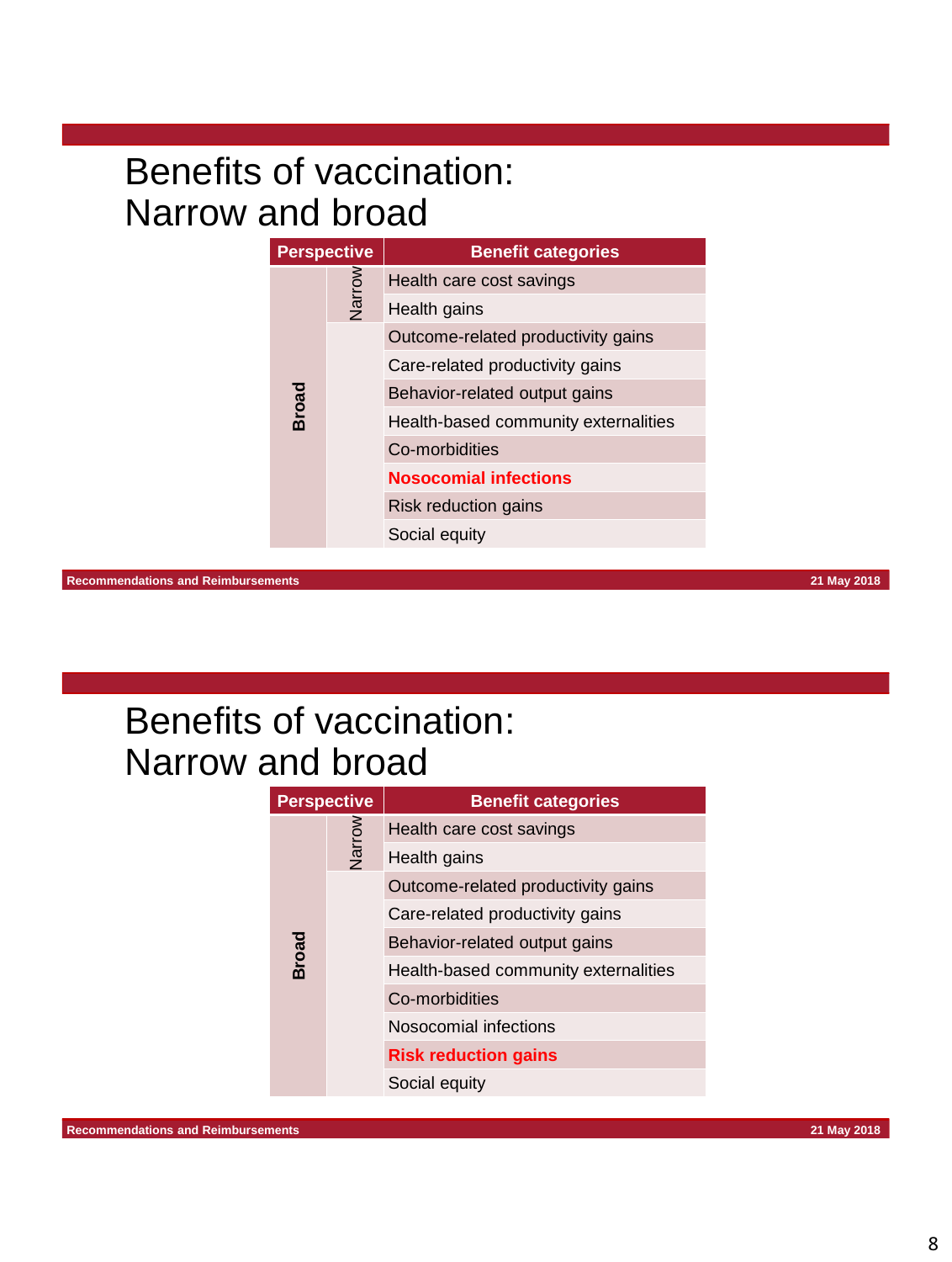# Benefits of vaccination: Narrow and broad

| Perspective | | Benefit categories |
|---|---|---|
| Broad | Narrow | Health care cost savings |
| | | Health gains |
| | | Outcome-related productivity gains |
| | | Care-related productivity gains |
| | | Behavior-related output gains |
| | | Health-based community externalities |
| | | Co-morbidities |
| | | **Nosocomial infections** |
| | | Risk reduction gains |
| | | Social equity |

Recommendations and Reimbursements — 21 May 2018

# Benefits of vaccination: Narrow and broad

| Perspective | | Benefit categories |
|---|---|---|
| Broad | Narrow | Health care cost savings |
| | | Health gains |
| | | Outcome-related productivity gains |
| | | Care-related productivity gains |
| | | Behavior-related output gains |
| | | Health-based community externalities |
| | | Co-morbidities |
| | | Nosocomial infections |
| | | **Risk reduction gains** |
| | | Social equity |

Recommendations and Reimbursements — 21 May 2018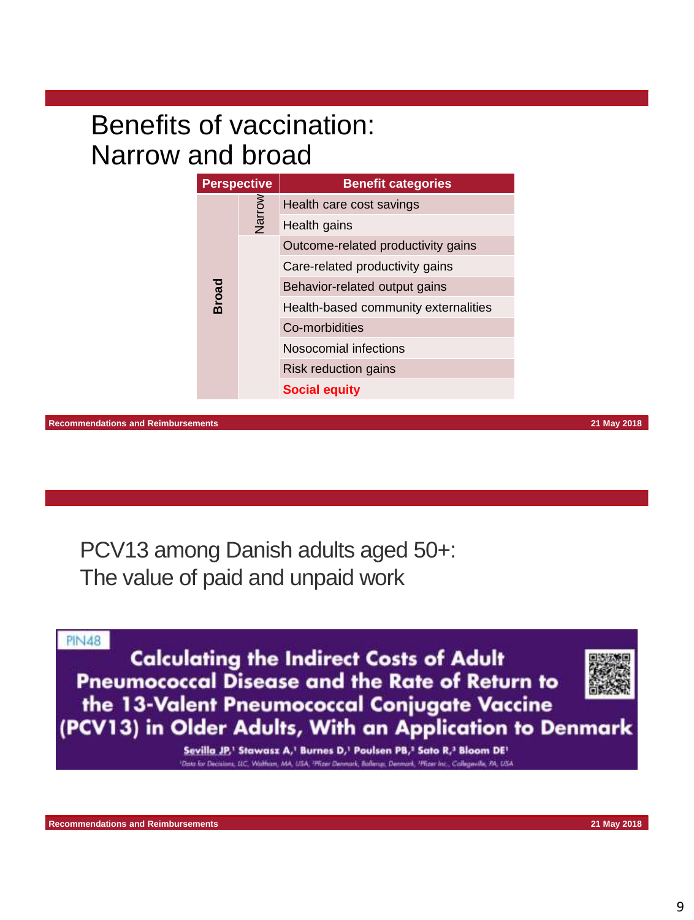# Benefits of vaccination: Narrow and broad

| Perspective | | Benefit categories |
|---|---|---|
| Broad | Narrow | Health care cost savings |
| | | Health gains |
| | | Outcome-related productivity gains |
| | | Care-related productivity gains |
| | | Behavior-related output gains |
| | | Health-based community externalities |
| | | Co-morbidities |
| | | Nosocomial infections |
| | | Risk reduction gains |
| | | **Social equity** |

# PCV13 among Danish adults aged 50+: The value of paid and unpaid work

PIN48

**Calculating the Indirect Costs of Adult Pneumococcal Disease and the Rate of Return to the 13-Valent Pneumococcal Conjugate Vaccine (PCV13) in Older Adults, With an Application to Denmark**

Sevilla JP,[1] Stawasz A,[1] Burnes D,[1] Poulsen PB,[2] Sato R,[3] Bloom DE[1]

[1]Data for Decisions, LLC, Waltham, MA, USA, [2]Pfizer Denmark, Ballerup, Denmark, [3]Pfizer Inc., Collegeville, PA, USA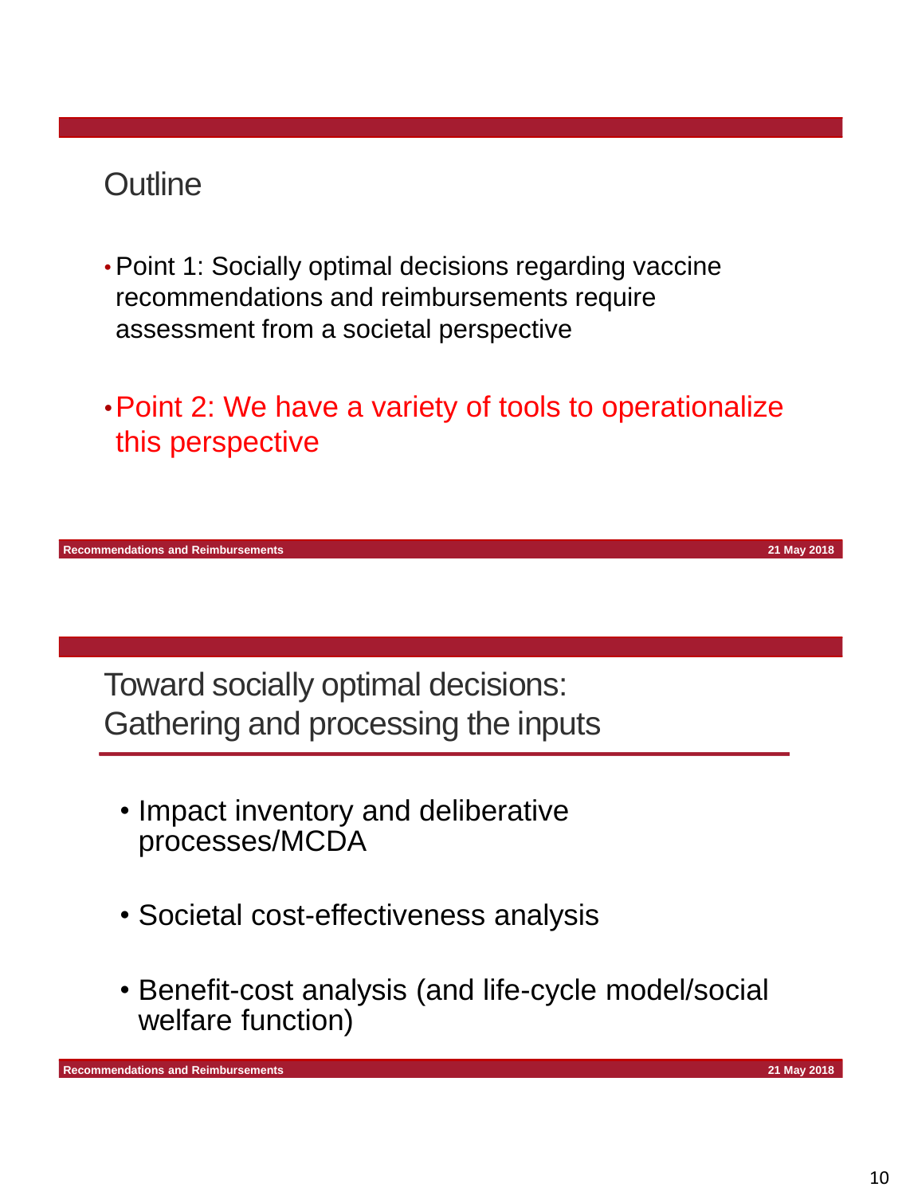## Outline

- Point 1: Socially optimal decisions regarding vaccine recommendations and reimbursements require assessment from a societal perspective
- Point 2: We have a variety of tools to operationalize this perspective

## Toward socially optimal decisions: Gathering and processing the inputs

- Impact inventory and deliberative processes/MCDA
- Societal cost-effectiveness analysis
- Benefit-cost analysis (and life-cycle model/social welfare function)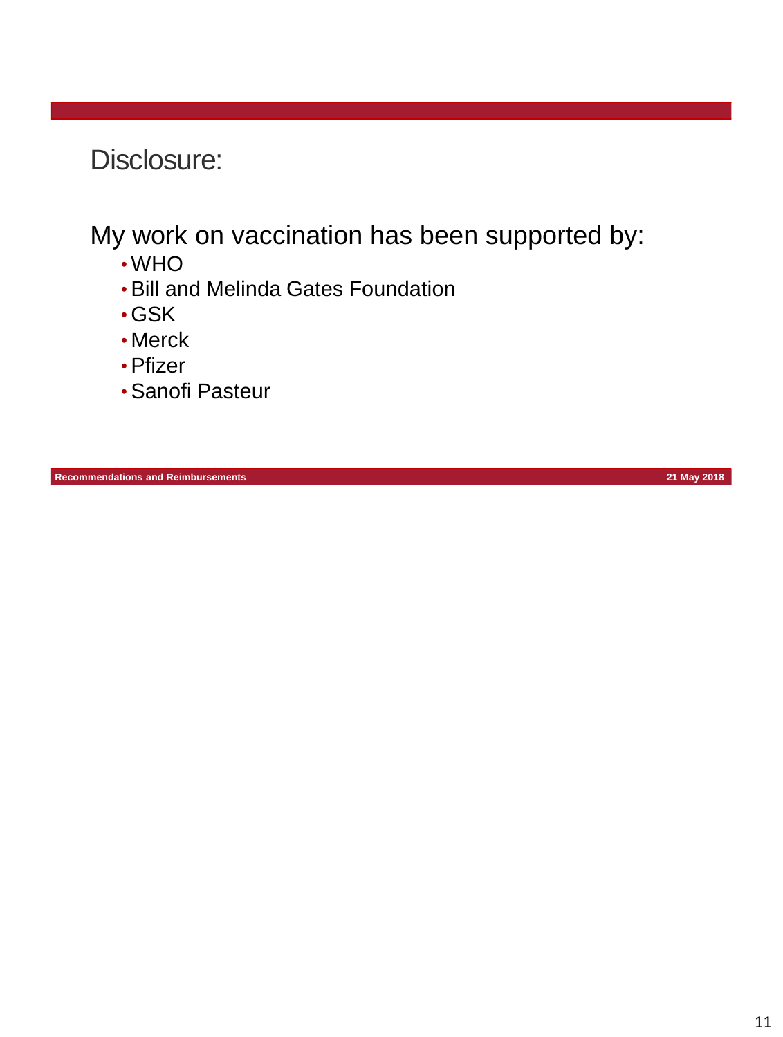## Disclosure:

My work on vaccination has been supported by:

- WHO
- Bill and Melinda Gates Foundation
- GSK
- Merck
- Pfizer
- Sanofi Pasteur